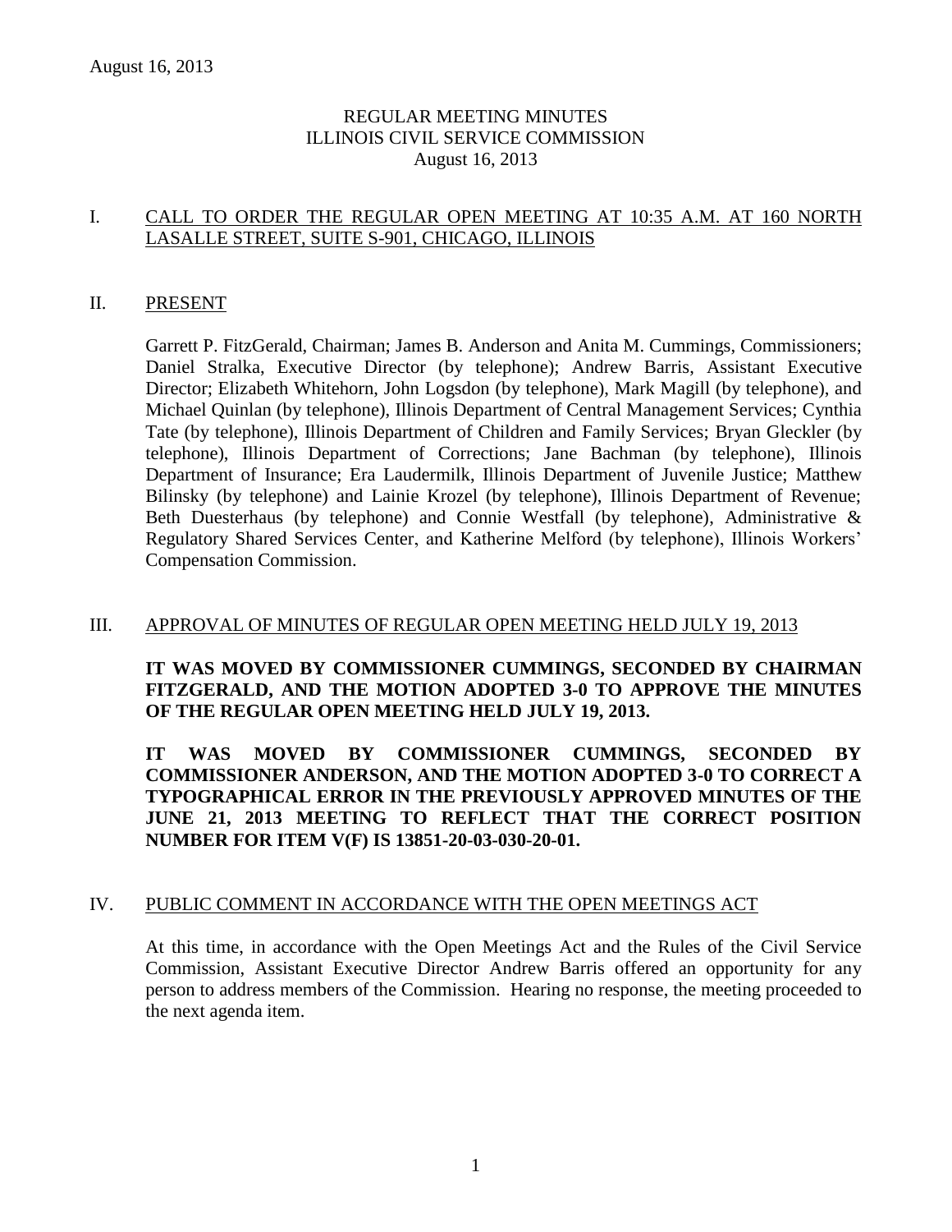# REGULAR MEETING MINUTES
# ILLINOIS CIVIL SERVICE COMMISSION
# August 16, 2013

## I. CALL TO ORDER THE REGULAR OPEN MEETING AT 10:35 A.M. AT 160 NORTH LASALLE STREET, SUITE S-901, CHICAGO, ILLINOIS

## II. PRESENT

Garrett P. FitzGerald, Chairman; James B. Anderson and Anita M. Cummings, Commissioners; Daniel Stralka, Executive Director (by telephone); Andrew Barris, Assistant Executive Director; Elizabeth Whitehorn, John Logsdon (by telephone), Mark Magill (by telephone), and Michael Quinlan (by telephone), Illinois Department of Central Management Services; Cynthia Tate (by telephone), Illinois Department of Children and Family Services; Bryan Gleckler (by telephone), Illinois Department of Corrections; Jane Bachman (by telephone), Illinois Department of Insurance; Era Laudermilk, Illinois Department of Juvenile Justice; Matthew Bilinsky (by telephone) and Lainie Krozel (by telephone), Illinois Department of Revenue; Beth Duesterhaus (by telephone) and Connie Westfall (by telephone), Administrative & Regulatory Shared Services Center, and Katherine Melford (by telephone), Illinois Workers' Compensation Commission.

## III. APPROVAL OF MINUTES OF REGULAR OPEN MEETING HELD JULY 19, 2013

**IT WAS MOVED BY COMMISSIONER CUMMINGS, SECONDED BY CHAIRMAN FITZGERALD, AND THE MOTION ADOPTED 3-0 TO APPROVE THE MINUTES OF THE REGULAR OPEN MEETING HELD JULY 19, 2013.**

**IT WAS MOVED BY COMMISSIONER CUMMINGS, SECONDED BY COMMISSIONER ANDERSON, AND THE MOTION ADOPTED 3-0 TO CORRECT A TYPOGRAPHICAL ERROR IN THE PREVIOUSLY APPROVED MINUTES OF THE JUNE 21, 2013 MEETING TO REFLECT THAT THE CORRECT POSITION NUMBER FOR ITEM V(F) IS 13851-20-03-030-20-01.**

## IV. PUBLIC COMMENT IN ACCORDANCE WITH THE OPEN MEETINGS ACT

At this time, in accordance with the Open Meetings Act and the Rules of the Civil Service Commission, Assistant Executive Director Andrew Barris offered an opportunity for any person to address members of the Commission. Hearing no response, the meeting proceeded to the next agenda item.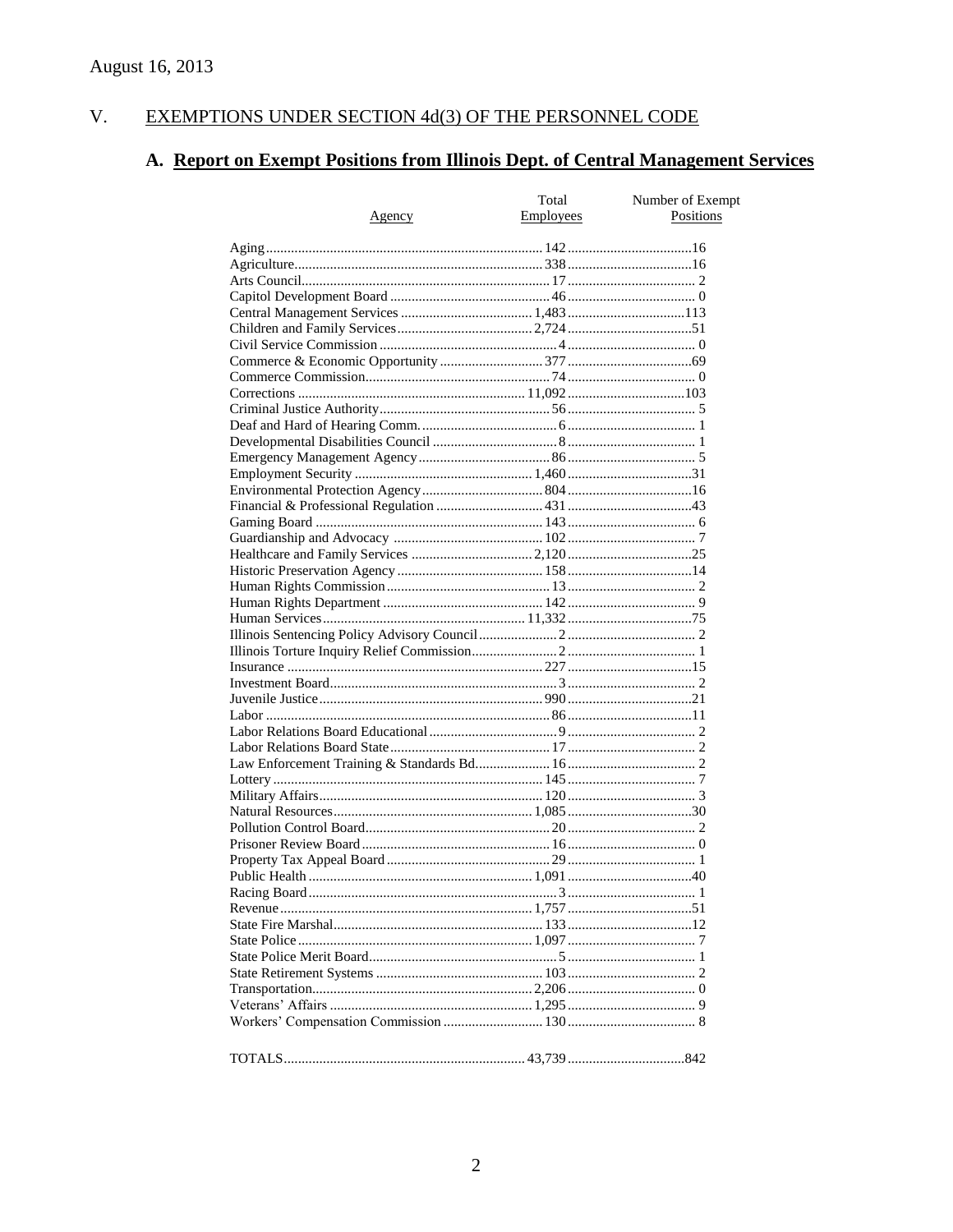August 16, 2013

## V. EXEMPTIONS UNDER SECTION 4d(3) OF THE PERSONNEL CODE

### A. Report on Exempt Positions from Illinois Dept. of Central Management Services

| Agency | Total Employees | Number of Exempt Positions |
|---|---|---|
| Aging | 142 | 16 |
| Agriculture | 338 | 16 |
| Arts Council | 17 | 2 |
| Capitol Development Board | 46 | 0 |
| Central Management Services | 1,483 | 113 |
| Children and Family Services | 2,724 | 51 |
| Civil Service Commission | 4 | 0 |
| Commerce & Economic Opportunity | 377 | 69 |
| Commerce Commission | 74 | 0 |
| Corrections | 11,092 | 103 |
| Criminal Justice Authority | 56 | 5 |
| Deaf and Hard of Hearing Comm. | 6 | 1 |
| Developmental Disabilities Council | 8 | 1 |
| Emergency Management Agency | 86 | 5 |
| Employment Security | 1,460 | 31 |
| Environmental Protection Agency | 804 | 16 |
| Financial & Professional Regulation | 431 | 43 |
| Gaming Board | 143 | 6 |
| Guardianship and Advocacy | 102 | 7 |
| Healthcare and Family Services | 2,120 | 25 |
| Historic Preservation Agency | 158 | 14 |
| Human Rights Commission | 13 | 2 |
| Human Rights Department | 142 | 9 |
| Human Services | 11,332 | 75 |
| Illinois Sentencing Policy Advisory Council | 2 | 2 |
| Illinois Torture Inquiry Relief Commission | 2 | 1 |
| Insurance | 227 | 15 |
| Investment Board | 3 | 2 |
| Juvenile Justice | 990 | 21 |
| Labor | 86 | 11 |
| Labor Relations Board Educational | 9 | 2 |
| Labor Relations Board State | 17 | 2 |
| Law Enforcement Training & Standards Bd. | 16 | 2 |
| Lottery | 145 | 7 |
| Military Affairs | 120 | 3 |
| Natural Resources | 1,085 | 30 |
| Pollution Control Board | 20 | 2 |
| Prisoner Review Board | 16 | 0 |
| Property Tax Appeal Board | 29 | 1 |
| Public Health | 1,091 | 40 |
| Racing Board | 3 | 1 |
| Revenue | 1,757 | 51 |
| State Fire Marshal | 133 | 12 |
| State Police | 1,097 | 7 |
| State Police Merit Board | 5 | 1 |
| State Retirement Systems | 103 | 2 |
| Transportation | 2,206 | 0 |
| Veterans' Affairs | 1,295 | 9 |
| Workers' Compensation Commission | 130 | 8 |
| TOTALS | 43,739 | 842 |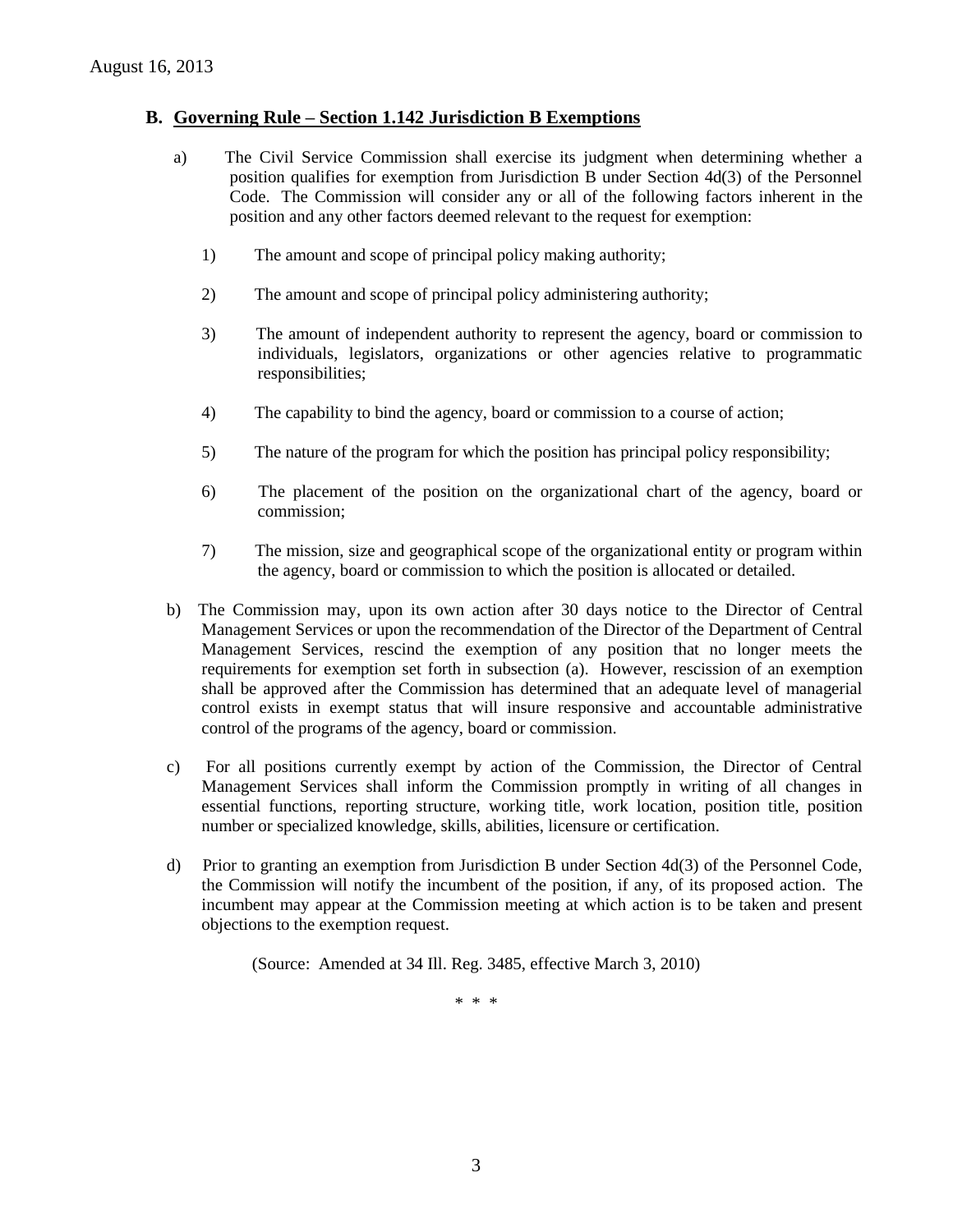August 16, 2013

## B. Governing Rule – Section 1.142 Jurisdiction B Exemptions

a) The Civil Service Commission shall exercise its judgment when determining whether a position qualifies for exemption from Jurisdiction B under Section 4d(3) of the Personnel Code. The Commission will consider any or all of the following factors inherent in the position and any other factors deemed relevant to the request for exemption:

1) The amount and scope of principal policy making authority;

2) The amount and scope of principal policy administering authority;

3) The amount of independent authority to represent the agency, board or commission to individuals, legislators, organizations or other agencies relative to programmatic responsibilities;

4) The capability to bind the agency, board or commission to a course of action;

5) The nature of the program for which the position has principal policy responsibility;

6) The placement of the position on the organizational chart of the agency, board or commission;

7) The mission, size and geographical scope of the organizational entity or program within the agency, board or commission to which the position is allocated or detailed.

b) The Commission may, upon its own action after 30 days notice to the Director of Central Management Services or upon the recommendation of the Director of the Department of Central Management Services, rescind the exemption of any position that no longer meets the requirements for exemption set forth in subsection (a). However, rescission of an exemption shall be approved after the Commission has determined that an adequate level of managerial control exists in exempt status that will insure responsive and accountable administrative control of the programs of the agency, board or commission.

c) For all positions currently exempt by action of the Commission, the Director of Central Management Services shall inform the Commission promptly in writing of all changes in essential functions, reporting structure, working title, work location, position title, position number or specialized knowledge, skills, abilities, licensure or certification.

d) Prior to granting an exemption from Jurisdiction B under Section 4d(3) of the Personnel Code, the Commission will notify the incumbent of the position, if any, of its proposed action. The incumbent may appear at the Commission meeting at which action is to be taken and present objections to the exemption request.

(Source: Amended at 34 Ill. Reg. 3485, effective March 3, 2010)

\* \* \*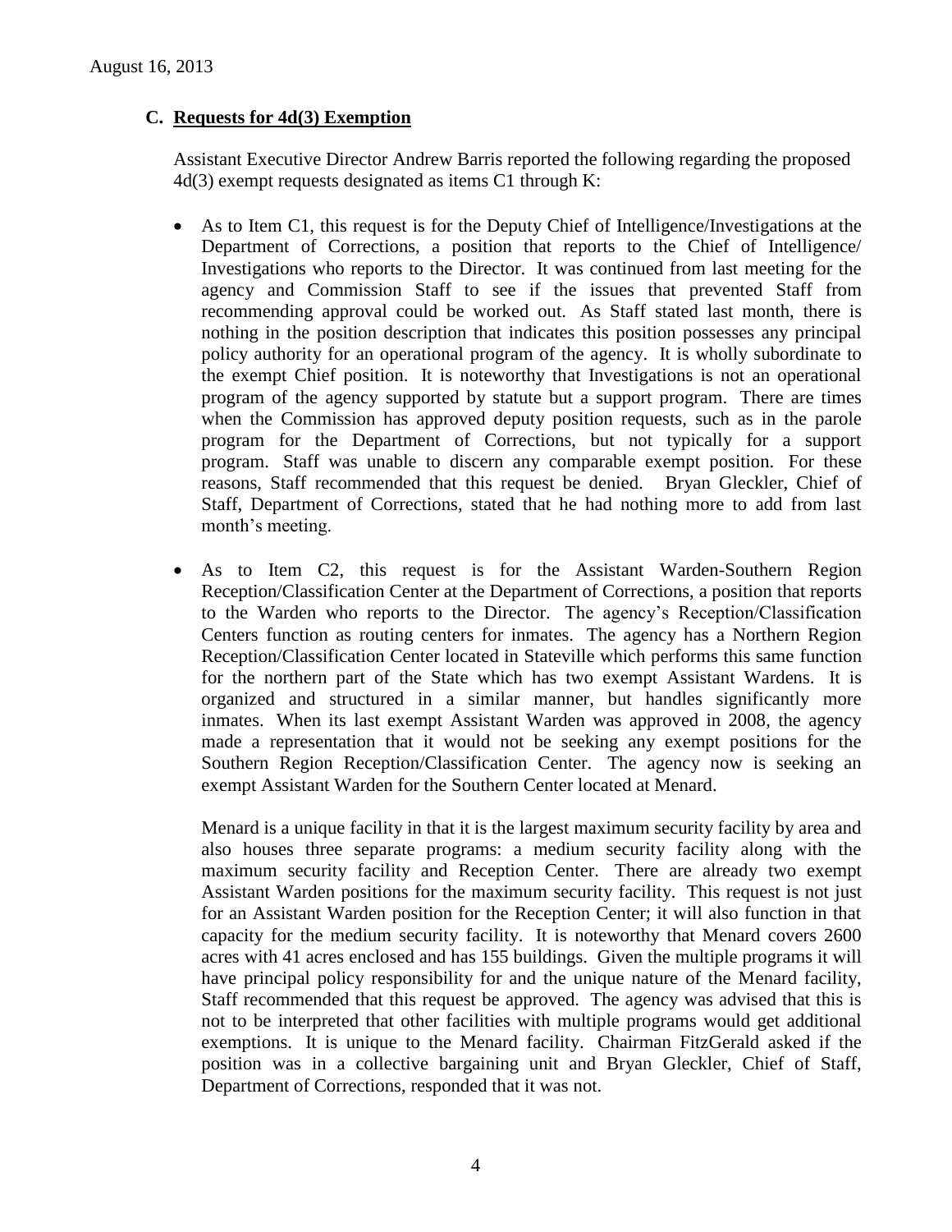### C. Requests for 4d(3) Exemption

Assistant Executive Director Andrew Barris reported the following regarding the proposed 4d(3) exempt requests designated as items C1 through K:

- As to Item C1, this request is for the Deputy Chief of Intelligence/Investigations at the Department of Corrections, a position that reports to the Chief of Intelligence/ Investigations who reports to the Director. It was continued from last meeting for the agency and Commission Staff to see if the issues that prevented Staff from recommending approval could be worked out. As Staff stated last month, there is nothing in the position description that indicates this position possesses any principal policy authority for an operational program of the agency. It is wholly subordinate to the exempt Chief position. It is noteworthy that Investigations is not an operational program of the agency supported by statute but a support program. There are times when the Commission has approved deputy position requests, such as in the parole program for the Department of Corrections, but not typically for a support program. Staff was unable to discern any comparable exempt position. For these reasons, Staff recommended that this request be denied. Bryan Gleckler, Chief of Staff, Department of Corrections, stated that he had nothing more to add from last month's meeting.

- As to Item C2, this request is for the Assistant Warden-Southern Region Reception/Classification Center at the Department of Corrections, a position that reports to the Warden who reports to the Director. The agency's Reception/Classification Centers function as routing centers for inmates. The agency has a Northern Region Reception/Classification Center located in Stateville which performs this same function for the northern part of the State which has two exempt Assistant Wardens. It is organized and structured in a similar manner, but handles significantly more inmates. When its last exempt Assistant Warden was approved in 2008, the agency made a representation that it would not be seeking any exempt positions for the Southern Region Reception/Classification Center. The agency now is seeking an exempt Assistant Warden for the Southern Center located at Menard.

  Menard is a unique facility in that it is the largest maximum security facility by area and also houses three separate programs: a medium security facility along with the maximum security facility and Reception Center. There are already two exempt Assistant Warden positions for the maximum security facility. This request is not just for an Assistant Warden position for the Reception Center; it will also function in that capacity for the medium security facility. It is noteworthy that Menard covers 2600 acres with 41 acres enclosed and has 155 buildings. Given the multiple programs it will have principal policy responsibility for and the unique nature of the Menard facility, Staff recommended that this request be approved. The agency was advised that this is not to be interpreted that other facilities with multiple programs would get additional exemptions. It is unique to the Menard facility. Chairman FitzGerald asked if the position was in a collective bargaining unit and Bryan Gleckler, Chief of Staff, Department of Corrections, responded that it was not.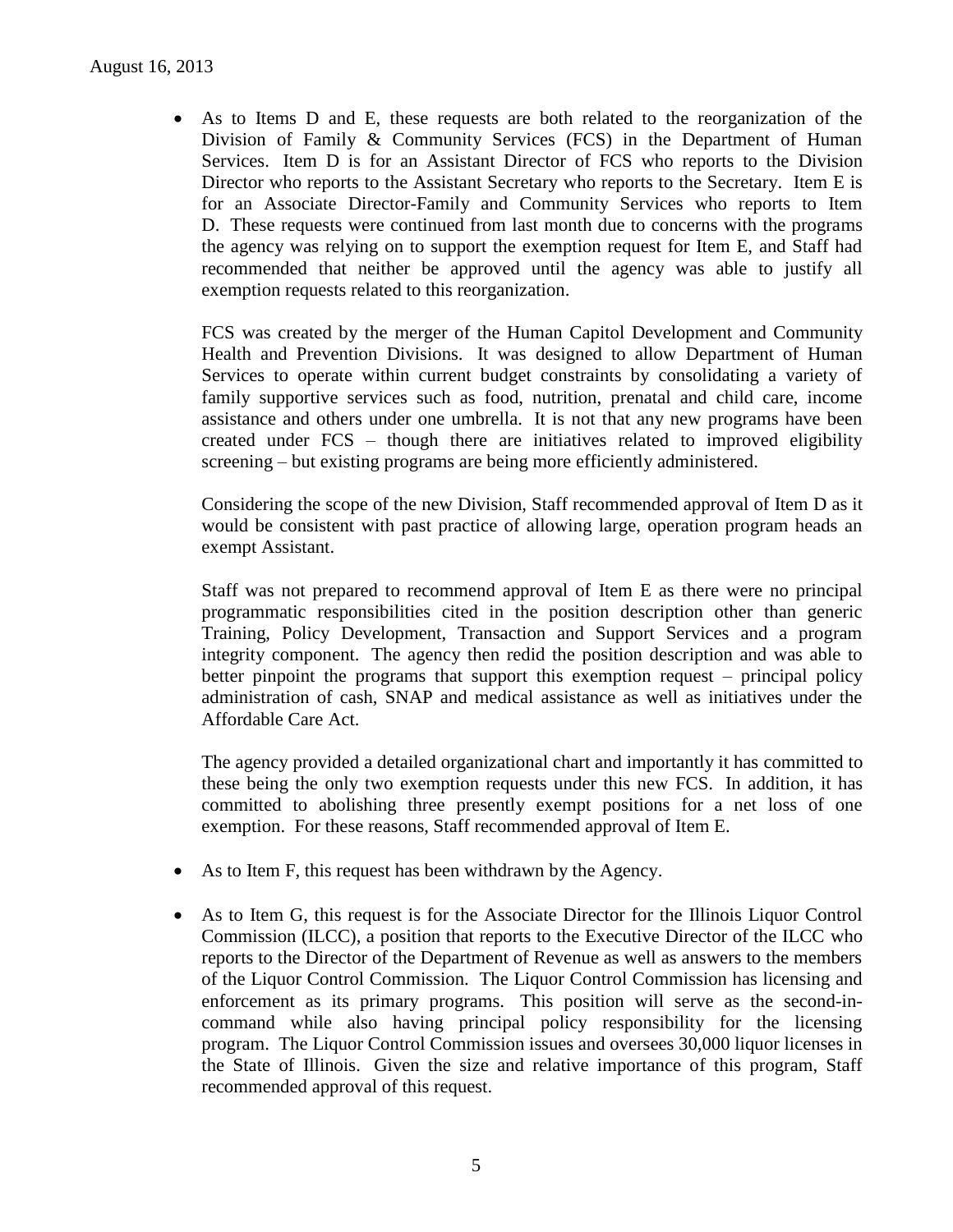- As to Items D and E, these requests are both related to the reorganization of the Division of Family & Community Services (FCS) in the Department of Human Services. Item D is for an Assistant Director of FCS who reports to the Division Director who reports to the Assistant Secretary who reports to the Secretary. Item E is for an Associate Director-Family and Community Services who reports to Item D. These requests were continued from last month due to concerns with the programs the agency was relying on to support the exemption request for Item E, and Staff had recommended that neither be approved until the agency was able to justify all exemption requests related to this reorganization.

  FCS was created by the merger of the Human Capitol Development and Community Health and Prevention Divisions. It was designed to allow Department of Human Services to operate within current budget constraints by consolidating a variety of family supportive services such as food, nutrition, prenatal and child care, income assistance and others under one umbrella. It is not that any new programs have been created under FCS – though there are initiatives related to improved eligibility screening – but existing programs are being more efficiently administered.

  Considering the scope of the new Division, Staff recommended approval of Item D as it would be consistent with past practice of allowing large, operation program heads an exempt Assistant.

  Staff was not prepared to recommend approval of Item E as there were no principal programmatic responsibilities cited in the position description other than generic Training, Policy Development, Transaction and Support Services and a program integrity component. The agency then redid the position description and was able to better pinpoint the programs that support this exemption request – principal policy administration of cash, SNAP and medical assistance as well as initiatives under the Affordable Care Act.

  The agency provided a detailed organizational chart and importantly it has committed to these being the only two exemption requests under this new FCS. In addition, it has committed to abolishing three presently exempt positions for a net loss of one exemption. For these reasons, Staff recommended approval of Item E.

- As to Item F, this request has been withdrawn by the Agency.

- As to Item G, this request is for the Associate Director for the Illinois Liquor Control Commission (ILCC), a position that reports to the Executive Director of the ILCC who reports to the Director of the Department of Revenue as well as answers to the members of the Liquor Control Commission. The Liquor Control Commission has licensing and enforcement as its primary programs. This position will serve as the second-in-command while also having principal policy responsibility for the licensing program. The Liquor Control Commission issues and oversees 30,000 liquor licenses in the State of Illinois. Given the size and relative importance of this program, Staff recommended approval of this request.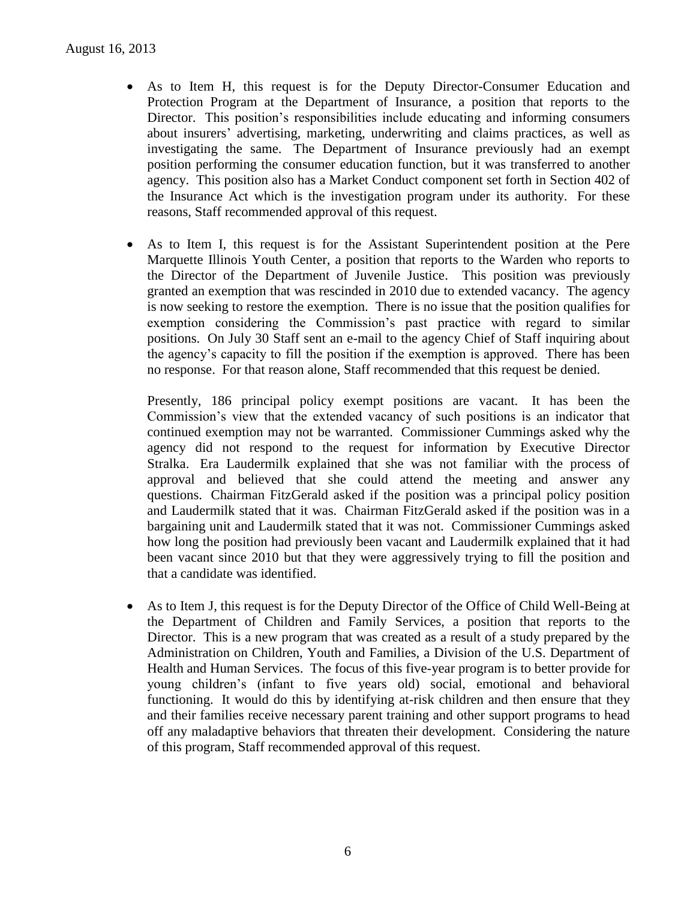- As to Item H, this request is for the Deputy Director-Consumer Education and Protection Program at the Department of Insurance, a position that reports to the Director. This position's responsibilities include educating and informing consumers about insurers' advertising, marketing, underwriting and claims practices, as well as investigating the same. The Department of Insurance previously had an exempt position performing the consumer education function, but it was transferred to another agency. This position also has a Market Conduct component set forth in Section 402 of the Insurance Act which is the investigation program under its authority. For these reasons, Staff recommended approval of this request.

- As to Item I, this request is for the Assistant Superintendent position at the Pere Marquette Illinois Youth Center, a position that reports to the Warden who reports to the Director of the Department of Juvenile Justice. This position was previously granted an exemption that was rescinded in 2010 due to extended vacancy. The agency is now seeking to restore the exemption. There is no issue that the position qualifies for exemption considering the Commission's past practice with regard to similar positions. On July 30 Staff sent an e-mail to the agency Chief of Staff inquiring about the agency's capacity to fill the position if the exemption is approved. There has been no response. For that reason alone, Staff recommended that this request be denied.

  Presently, 186 principal policy exempt positions are vacant. It has been the Commission's view that the extended vacancy of such positions is an indicator that continued exemption may not be warranted. Commissioner Cummings asked why the agency did not respond to the request for information by Executive Director Stralka. Era Laudermilk explained that she was not familiar with the process of approval and believed that she could attend the meeting and answer any questions. Chairman FitzGerald asked if the position was a principal policy position and Laudermilk stated that it was. Chairman FitzGerald asked if the position was in a bargaining unit and Laudermilk stated that it was not. Commissioner Cummings asked how long the position had previously been vacant and Laudermilk explained that it had been vacant since 2010 but that they were aggressively trying to fill the position and that a candidate was identified.

- As to Item J, this request is for the Deputy Director of the Office of Child Well-Being at the Department of Children and Family Services, a position that reports to the Director. This is a new program that was created as a result of a study prepared by the Administration on Children, Youth and Families, a Division of the U.S. Department of Health and Human Services. The focus of this five-year program is to better provide for young children's (infant to five years old) social, emotional and behavioral functioning. It would do this by identifying at-risk children and then ensure that they and their families receive necessary parent training and other support programs to head off any maladaptive behaviors that threaten their development. Considering the nature of this program, Staff recommended approval of this request.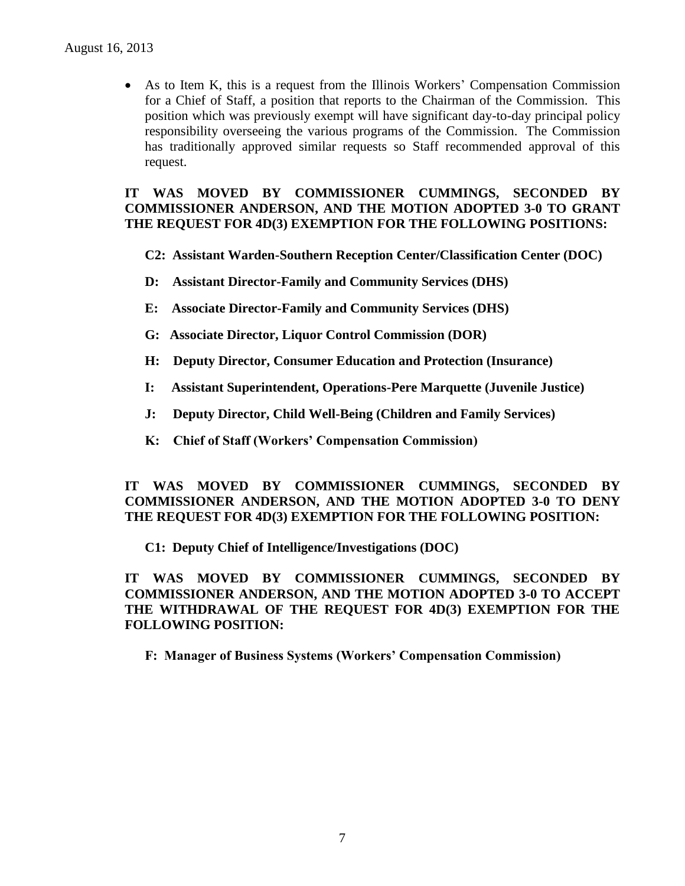- As to Item K, this is a request from the Illinois Workers' Compensation Commission for a Chief of Staff, a position that reports to the Chairman of the Commission. This position which was previously exempt will have significant day-to-day principal policy responsibility overseeing the various programs of the Commission. The Commission has traditionally approved similar requests so Staff recommended approval of this request.

**IT WAS MOVED BY COMMISSIONER CUMMINGS, SECONDED BY COMMISSIONER ANDERSON, AND THE MOTION ADOPTED 3-0 TO GRANT THE REQUEST FOR 4D(3) EXEMPTION FOR THE FOLLOWING POSITIONS:**

**C2: Assistant Warden-Southern Reception Center/Classification Center (DOC)**

**D: Assistant Director-Family and Community Services (DHS)**

**E: Associate Director-Family and Community Services (DHS)**

**G: Associate Director, Liquor Control Commission (DOR)**

**H: Deputy Director, Consumer Education and Protection (Insurance)**

**I: Assistant Superintendent, Operations-Pere Marquette (Juvenile Justice)**

**J: Deputy Director, Child Well-Being (Children and Family Services)**

**K: Chief of Staff (Workers' Compensation Commission)**

**IT WAS MOVED BY COMMISSIONER CUMMINGS, SECONDED BY COMMISSIONER ANDERSON, AND THE MOTION ADOPTED 3-0 TO DENY THE REQUEST FOR 4D(3) EXEMPTION FOR THE FOLLOWING POSITION:**

**C1: Deputy Chief of Intelligence/Investigations (DOC)**

**IT WAS MOVED BY COMMISSIONER CUMMINGS, SECONDED BY COMMISSIONER ANDERSON, AND THE MOTION ADOPTED 3-0 TO ACCEPT THE WITHDRAWAL OF THE REQUEST FOR 4D(3) EXEMPTION FOR THE FOLLOWING POSITION:**

**F: Manager of Business Systems (Workers' Compensation Commission)**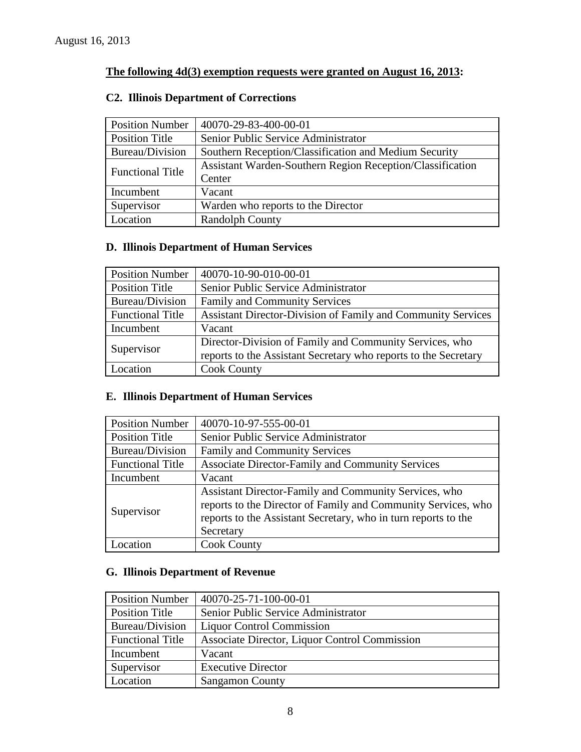August 16, 2013

**The following 4d(3) exemption requests were granted on August 16, 2013:**

### C2. Illinois Department of Corrections

| Position Number | 40070-29-83-400-00-01 |
|---|---|
| Position Title | Senior Public Service Administrator |
| Bureau/Division | Southern Reception/Classification and Medium Security |
| Functional Title | Assistant Warden-Southern Region Reception/Classification Center |
| Incumbent | Vacant |
| Supervisor | Warden who reports to the Director |
| Location | Randolph County |

### D. Illinois Department of Human Services

| Position Number | 40070-10-90-010-00-01 |
|---|---|
| Position Title | Senior Public Service Administrator |
| Bureau/Division | Family and Community Services |
| Functional Title | Assistant Director-Division of Family and Community Services |
| Incumbent | Vacant |
| Supervisor | Director-Division of Family and Community Services, who reports to the Assistant Secretary who reports to the Secretary |
| Location | Cook County |

### E. Illinois Department of Human Services

| Position Number | 40070-10-97-555-00-01 |
|---|---|
| Position Title | Senior Public Service Administrator |
| Bureau/Division | Family and Community Services |
| Functional Title | Associate Director-Family and Community Services |
| Incumbent | Vacant |
| Supervisor | Assistant Director-Family and Community Services, who reports to the Director of Family and Community Services, who reports to the Assistant Secretary, who in turn reports to the Secretary |
| Location | Cook County |

### G. Illinois Department of Revenue

| Position Number | 40070-25-71-100-00-01 |
|---|---|
| Position Title | Senior Public Service Administrator |
| Bureau/Division | Liquor Control Commission |
| Functional Title | Associate Director, Liquor Control Commission |
| Incumbent | Vacant |
| Supervisor | Executive Director |
| Location | Sangamon County |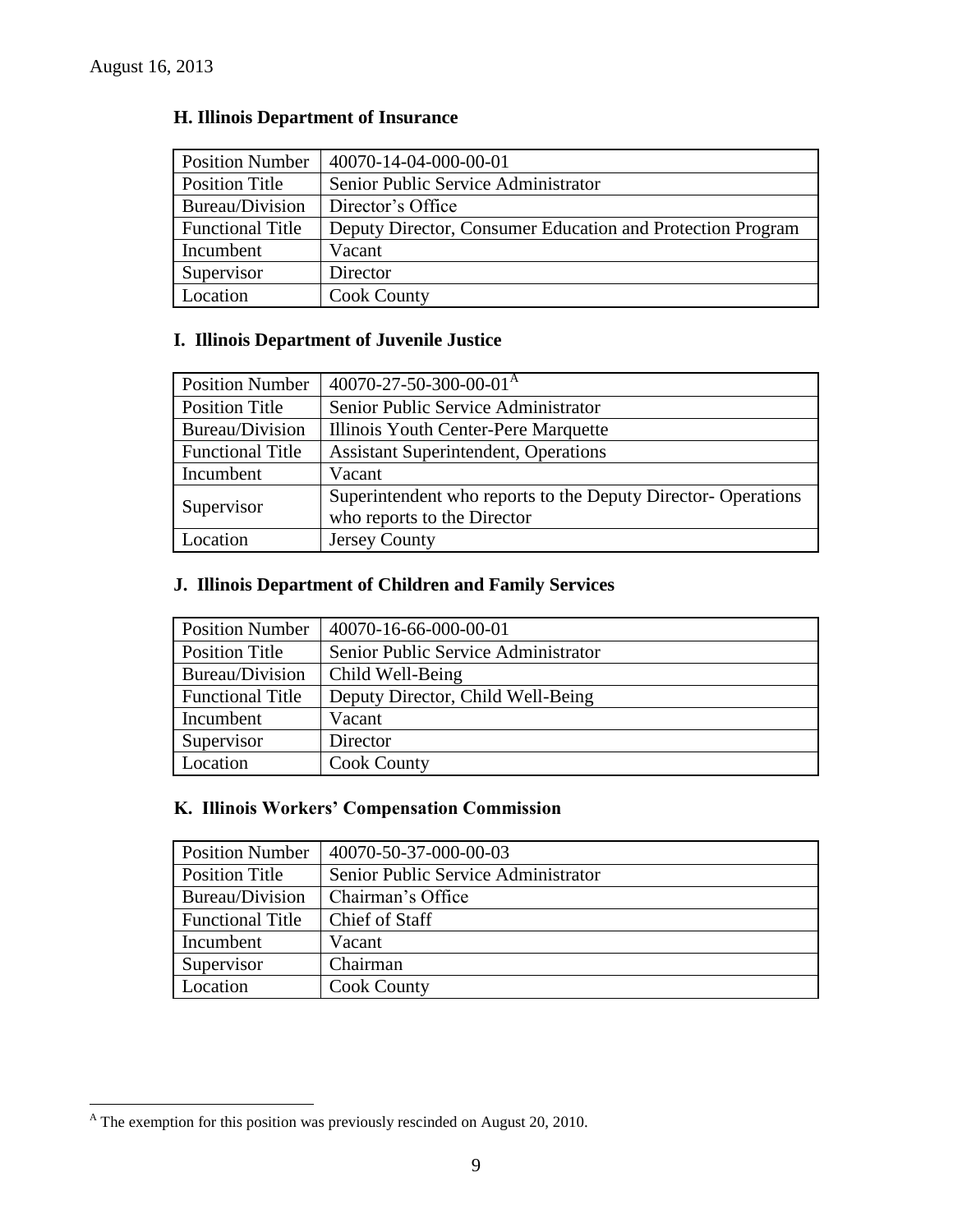August 16, 2013

## H. Illinois Department of Insurance

| Position Number | 40070-14-04-000-00-01 |
|---|---|
| Position Title | Senior Public Service Administrator |
| Bureau/Division | Director's Office |
| Functional Title | Deputy Director, Consumer Education and Protection Program |
| Incumbent | Vacant |
| Supervisor | Director |
| Location | Cook County |

## I. Illinois Department of Juvenile Justice

| Position Number | 40070-27-50-300-00-01[A] |
|---|---|
| Position Title | Senior Public Service Administrator |
| Bureau/Division | Illinois Youth Center-Pere Marquette |
| Functional Title | Assistant Superintendent, Operations |
| Incumbent | Vacant |
| Supervisor | Superintendent who reports to the Deputy Director- Operations who reports to the Director |
| Location | Jersey County |

## J. Illinois Department of Children and Family Services

| Position Number | 40070-16-66-000-00-01 |
|---|---|
| Position Title | Senior Public Service Administrator |
| Bureau/Division | Child Well-Being |
| Functional Title | Deputy Director, Child Well-Being |
| Incumbent | Vacant |
| Supervisor | Director |
| Location | Cook County |

## K. Illinois Workers' Compensation Commission

| Position Number | 40070-50-37-000-00-03 |
|---|---|
| Position Title | Senior Public Service Administrator |
| Bureau/Division | Chairman's Office |
| Functional Title | Chief of Staff |
| Incumbent | Vacant |
| Supervisor | Chairman |
| Location | Cook County |

[A] The exemption for this position was previously rescinded on August 20, 2010.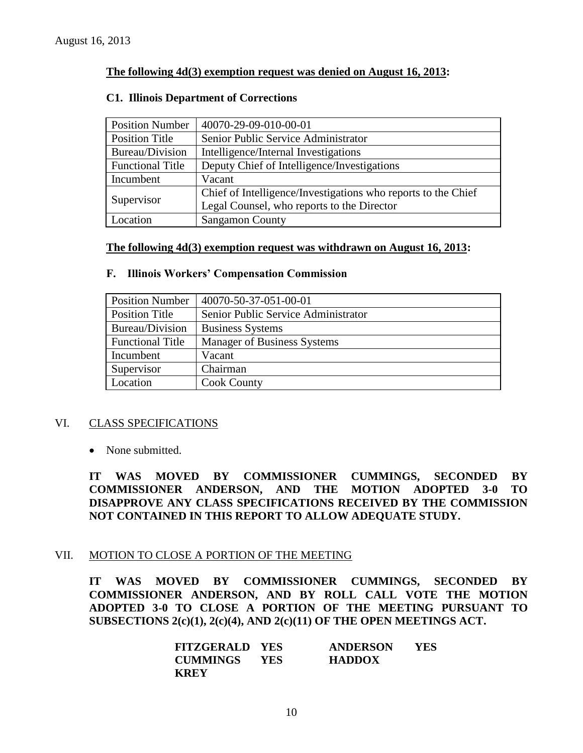August 16, 2013

**The following 4d(3) exemption request was denied on August 16, 2013:**

**C1. Illinois Department of Corrections**

| Position Number | 40070-29-09-010-00-01 |
|---|---|
| Position Title | Senior Public Service Administrator |
| Bureau/Division | Intelligence/Internal Investigations |
| Functional Title | Deputy Chief of Intelligence/Investigations |
| Incumbent | Vacant |
| Supervisor | Chief of Intelligence/Investigations who reports to the Chief Legal Counsel, who reports to the Director |
| Location | Sangamon County |

**The following 4d(3) exemption request was withdrawn on August 16, 2013:**

**F. Illinois Workers' Compensation Commission**

| Position Number | 40070-50-37-051-00-01 |
|---|---|
| Position Title | Senior Public Service Administrator |
| Bureau/Division | Business Systems |
| Functional Title | Manager of Business Systems |
| Incumbent | Vacant |
| Supervisor | Chairman |
| Location | Cook County |

## VI. CLASS SPECIFICATIONS

- None submitted.

**IT WAS MOVED BY COMMISSIONER CUMMINGS, SECONDED BY COMMISSIONER ANDERSON, AND THE MOTION ADOPTED 3-0 TO DISAPPROVE ANY CLASS SPECIFICATIONS RECEIVED BY THE COMMISSION NOT CONTAINED IN THIS REPORT TO ALLOW ADEQUATE STUDY.**

## VII. MOTION TO CLOSE A PORTION OF THE MEETING

**IT WAS MOVED BY COMMISSIONER CUMMINGS, SECONDED BY COMMISSIONER ANDERSON, AND BY ROLL CALL VOTE THE MOTION ADOPTED 3-0 TO CLOSE A PORTION OF THE MEETING PURSUANT TO SUBSECTIONS 2(c)(1), 2(c)(4), AND 2(c)(11) OF THE OPEN MEETINGS ACT.**

| | | | |
|---|---|---|---|
| **FITZGERALD** | **YES** | **ANDERSON** | **YES** |
| **CUMMINGS** | **YES** | **HADDOX** | |
| **KREY** | | | |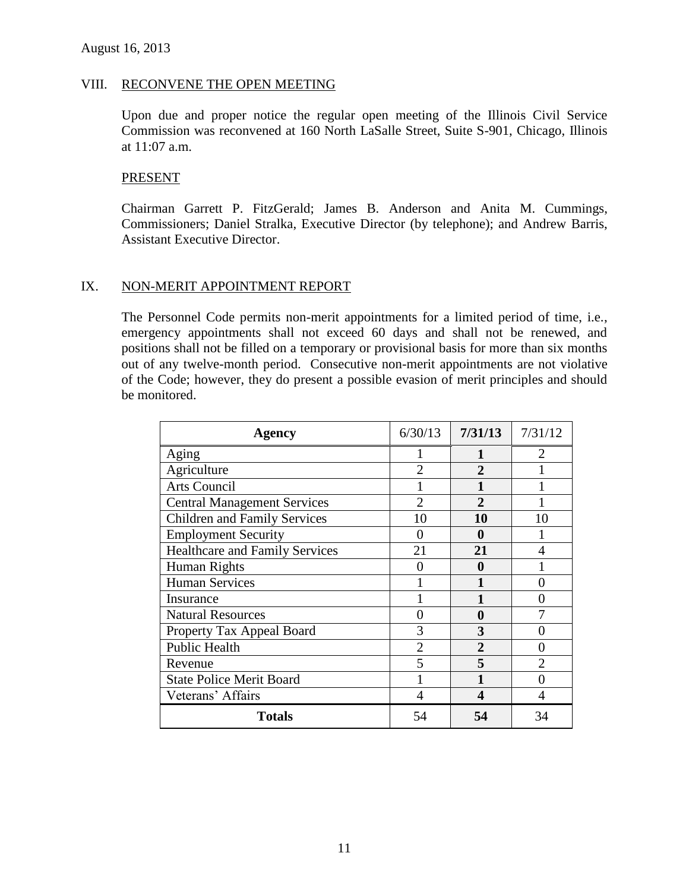August 16, 2013

## VIII. RECONVENE THE OPEN MEETING

Upon due and proper notice the regular open meeting of the Illinois Civil Service Commission was reconvened at 160 North LaSalle Street, Suite S-901, Chicago, Illinois at 11:07 a.m.

### PRESENT

Chairman Garrett P. FitzGerald; James B. Anderson and Anita M. Cummings, Commissioners; Daniel Stralka, Executive Director (by telephone); and Andrew Barris, Assistant Executive Director.

## IX. NON-MERIT APPOINTMENT REPORT

The Personnel Code permits non-merit appointments for a limited period of time, i.e., emergency appointments shall not exceed 60 days and shall not be renewed, and positions shall not be filled on a temporary or provisional basis for more than six months out of any twelve-month period. Consecutive non-merit appointments are not violative of the Code; however, they do present a possible evasion of merit principles and should be monitored.

| **Agency** | 6/30/13 | **7/31/13** | 7/31/12 |
|---|---|---|---|
| Aging | 1 | **1** | 2 |
| Agriculture | 2 | **2** | 1 |
| Arts Council | 1 | **1** | 1 |
| Central Management Services | 2 | **2** | 1 |
| Children and Family Services | 10 | **10** | 10 |
| Employment Security | 0 | **0** | 1 |
| Healthcare and Family Services | 21 | **21** | 4 |
| Human Rights | 0 | **0** | 1 |
| Human Services | 1 | **1** | 0 |
| Insurance | 1 | **1** | 0 |
| Natural Resources | 0 | **0** | 7 |
| Property Tax Appeal Board | 3 | **3** | 0 |
| Public Health | 2 | **2** | 0 |
| Revenue | 5 | **5** | 2 |
| State Police Merit Board | 1 | **1** | 0 |
| Veterans' Affairs | 4 | **4** | 4 |
| **Totals** | 54 | **54** | 34 |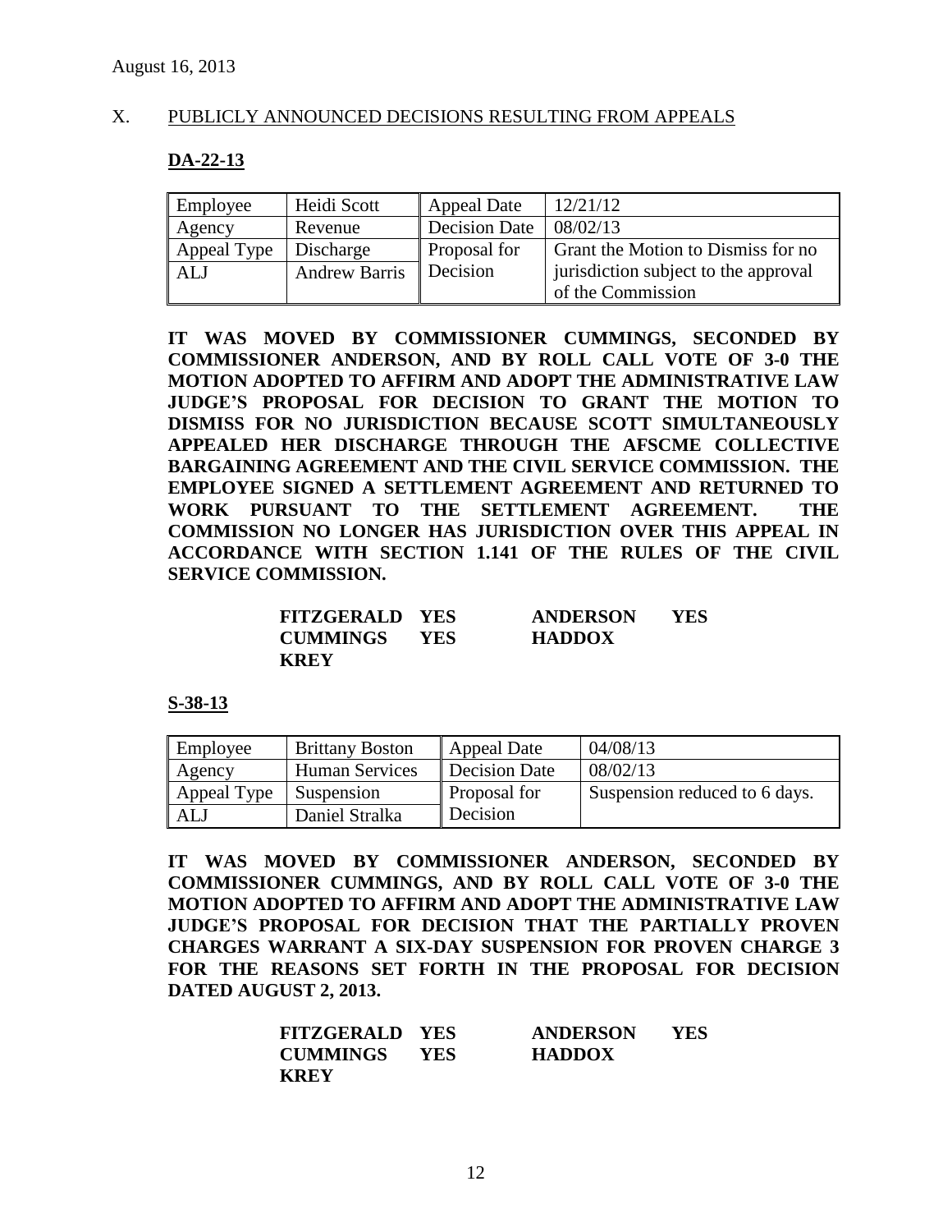August 16, 2013

## X. PUBLICLY ANNOUNCED DECISIONS RESULTING FROM APPEALS

### DA-22-13

| Employee | Heidi Scott | Appeal Date | 12/21/12 |
|---|---|---|---|
| Agency | Revenue | Decision Date | 08/02/13 |
| Appeal Type | Discharge | Proposal for Decision | Grant the Motion to Dismiss for no jurisdiction subject to the approval of the Commission |
| ALJ | Andrew Barris | | |

**IT WAS MOVED BY COMMISSIONER CUMMINGS, SECONDED BY COMMISSIONER ANDERSON, AND BY ROLL CALL VOTE OF 3-0 THE MOTION ADOPTED TO AFFIRM AND ADOPT THE ADMINISTRATIVE LAW JUDGE'S PROPOSAL FOR DECISION TO GRANT THE MOTION TO DISMISS FOR NO JURISDICTION BECAUSE SCOTT SIMULTANEOUSLY APPEALED HER DISCHARGE THROUGH THE AFSCME COLLECTIVE BARGAINING AGREEMENT AND THE CIVIL SERVICE COMMISSION. THE EMPLOYEE SIGNED A SETTLEMENT AGREEMENT AND RETURNED TO WORK PURSUANT TO THE SETTLEMENT AGREEMENT. THE COMMISSION NO LONGER HAS JURISDICTION OVER THIS APPEAL IN ACCORDANCE WITH SECTION 1.141 OF THE RULES OF THE CIVIL SERVICE COMMISSION.**

| | | | |
|---|---|---|---|
| **FITZGERALD** | **YES** | **ANDERSON** | **YES** |
| **CUMMINGS** | **YES** | **HADDOX** | |
| **KREY** | | | |

### S-38-13

| Employee | Brittany Boston | Appeal Date | 04/08/13 |
|---|---|---|---|
| Agency | Human Services | Decision Date | 08/02/13 |
| Appeal Type | Suspension | Proposal for Decision | Suspension reduced to 6 days. |
| ALJ | Daniel Stralka | | |

**IT WAS MOVED BY COMMISSIONER ANDERSON, SECONDED BY COMMISSIONER CUMMINGS, AND BY ROLL CALL VOTE OF 3-0 THE MOTION ADOPTED TO AFFIRM AND ADOPT THE ADMINISTRATIVE LAW JUDGE'S PROPOSAL FOR DECISION THAT THE PARTIALLY PROVEN CHARGES WARRANT A SIX-DAY SUSPENSION FOR PROVEN CHARGE 3 FOR THE REASONS SET FORTH IN THE PROPOSAL FOR DECISION DATED AUGUST 2, 2013.**

| | | | |
|---|---|---|---|
| **FITZGERALD** | **YES** | **ANDERSON** | **YES** |
| **CUMMINGS** | **YES** | **HADDOX** | |
| **KREY** | | | |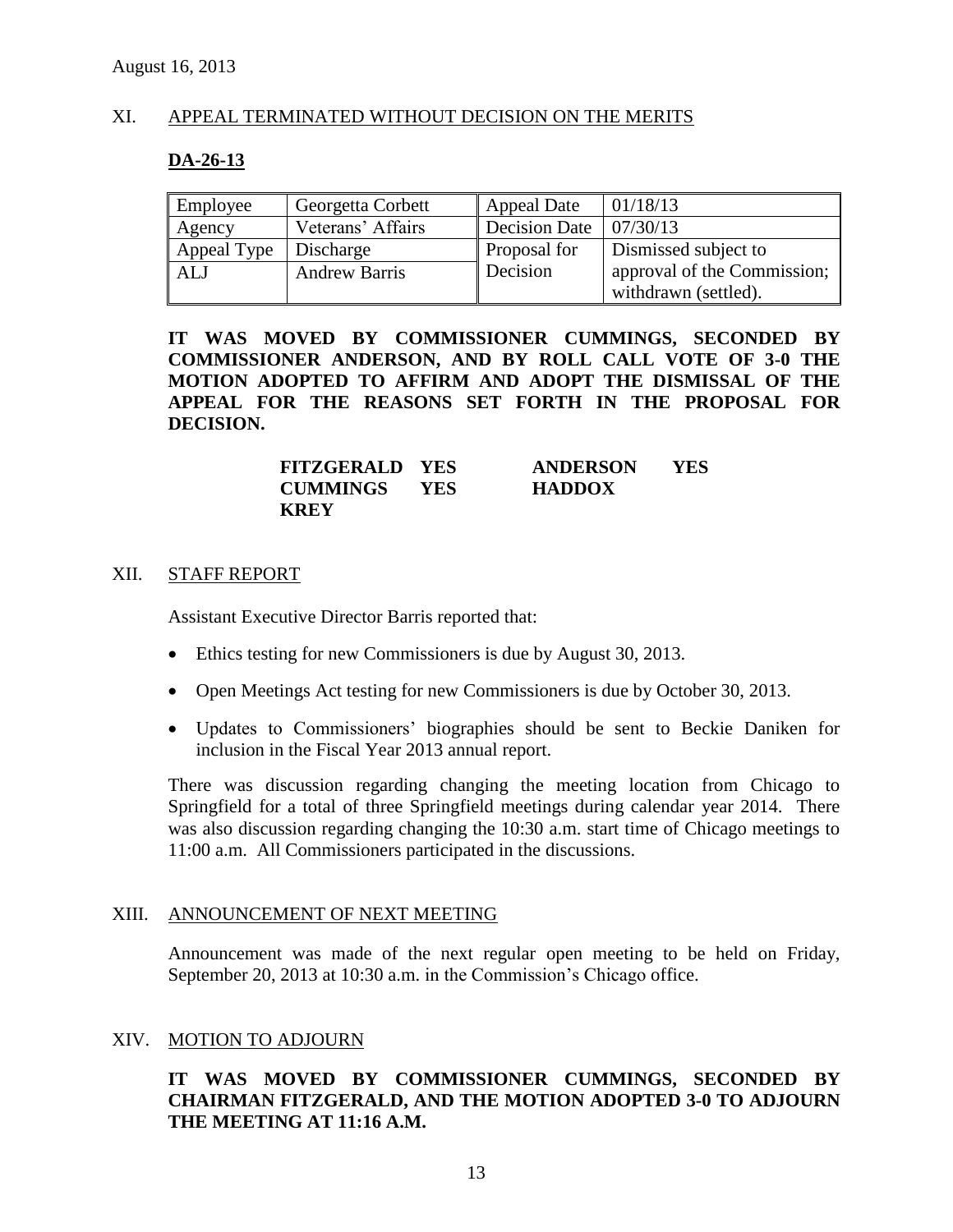August 16, 2013

## XI. APPEAL TERMINATED WITHOUT DECISION ON THE MERITS

### DA-26-13

| | | | |
|---|---|---|---|
| Employee | Georgetta Corbett | Appeal Date | 01/18/13 |
| Agency | Veterans' Affairs | Decision Date | 07/30/13 |
| Appeal Type | Discharge | Proposal for Decision | Dismissed subject to approval of the Commission; withdrawn (settled). |
| ALJ | Andrew Barris | | |

**IT WAS MOVED BY COMMISSIONER CUMMINGS, SECONDED BY COMMISSIONER ANDERSON, AND BY ROLL CALL VOTE OF 3-0 THE MOTION ADOPTED TO AFFIRM AND ADOPT THE DISMISSAL OF THE APPEAL FOR THE REASONS SET FORTH IN THE PROPOSAL FOR DECISION.**

| | | | |
|---|---|---|---|
| **FITZGERALD** | **YES** | **ANDERSON** | **YES** |
| **CUMMINGS** | **YES** | **HADDOX** | |
| **KREY** | | | |

## XII. STAFF REPORT

Assistant Executive Director Barris reported that:

- Ethics testing for new Commissioners is due by August 30, 2013.
- Open Meetings Act testing for new Commissioners is due by October 30, 2013.
- Updates to Commissioners' biographies should be sent to Beckie Daniken for inclusion in the Fiscal Year 2013 annual report.

There was discussion regarding changing the meeting location from Chicago to Springfield for a total of three Springfield meetings during calendar year 2014. There was also discussion regarding changing the 10:30 a.m. start time of Chicago meetings to 11:00 a.m. All Commissioners participated in the discussions.

## XIII. ANNOUNCEMENT OF NEXT MEETING

Announcement was made of the next regular open meeting to be held on Friday, September 20, 2013 at 10:30 a.m. in the Commission's Chicago office.

## XIV. MOTION TO ADJOURN

**IT WAS MOVED BY COMMISSIONER CUMMINGS, SECONDED BY CHAIRMAN FITZGERALD, AND THE MOTION ADOPTED 3-0 TO ADJOURN THE MEETING AT 11:16 A.M.**